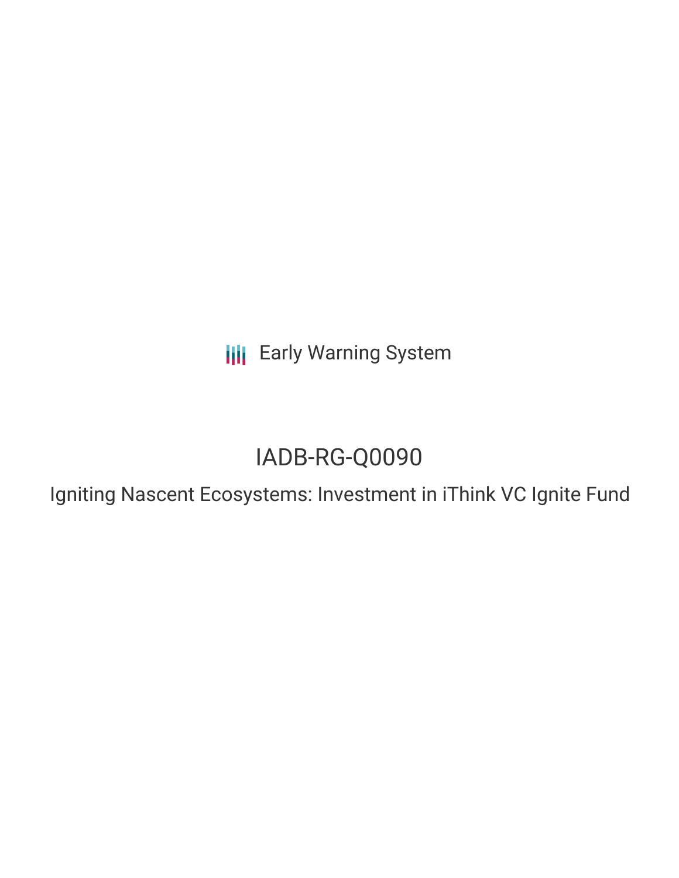Early Warning System

# IADB-RG-Q0090

## Igniting Nascent Ecosystems: Investment in iThink VC Ignite Fund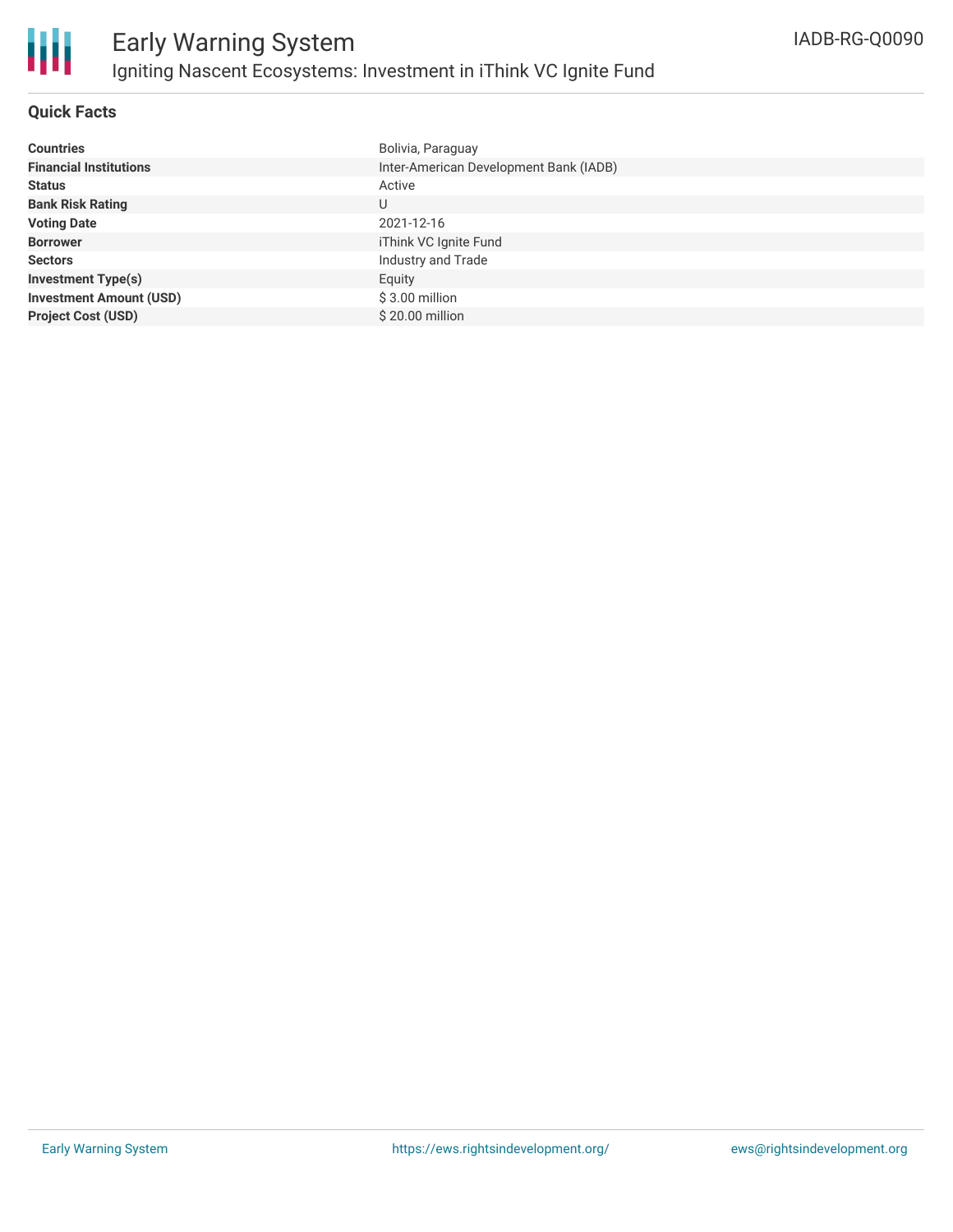# Early Warning System

## Igniting Nascent Ecosystems: Investment in iThink VC Ignite Fund

IADB-RG-Q0090

### Quick Facts

| | |
|---|---|
| **Countries** | Bolivia, Paraguay |
| **Financial Institutions** | Inter-American Development Bank (IADB) |
| **Status** | Active |
| **Bank Risk Rating** | U |
| **Voting Date** | 2021-12-16 |
| **Borrower** | iThink VC Ignite Fund |
| **Sectors** | Industry and Trade |
| **Investment Type(s)** | Equity |
| **Investment Amount (USD)** | $ 3.00 million |
| **Project Cost (USD)** | $ 20.00 million |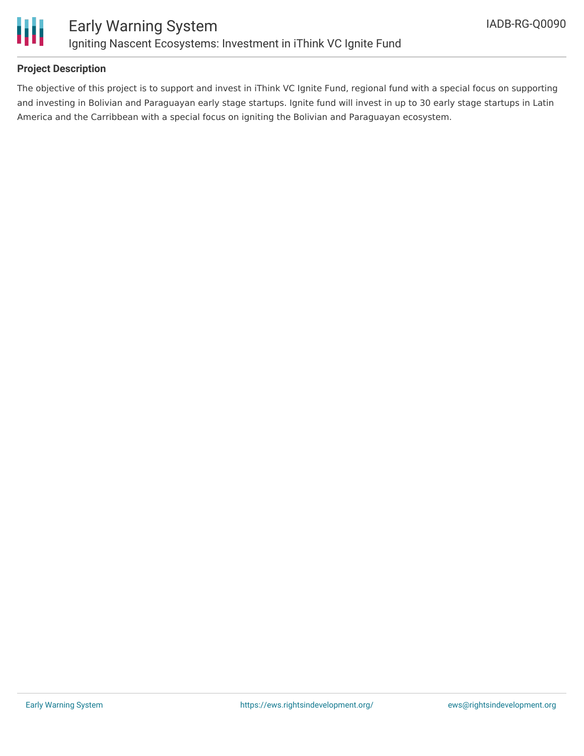## Project Description

The objective of this project is to support and invest in iThink VC Ignite Fund, regional fund with a special focus on supporting and investing in Bolivian and Paraguayan early stage startups. Ignite fund will invest in up to 30 early stage startups in Latin America and the Carribbean with a special focus on igniting the Bolivian and Paraguayan ecosystem.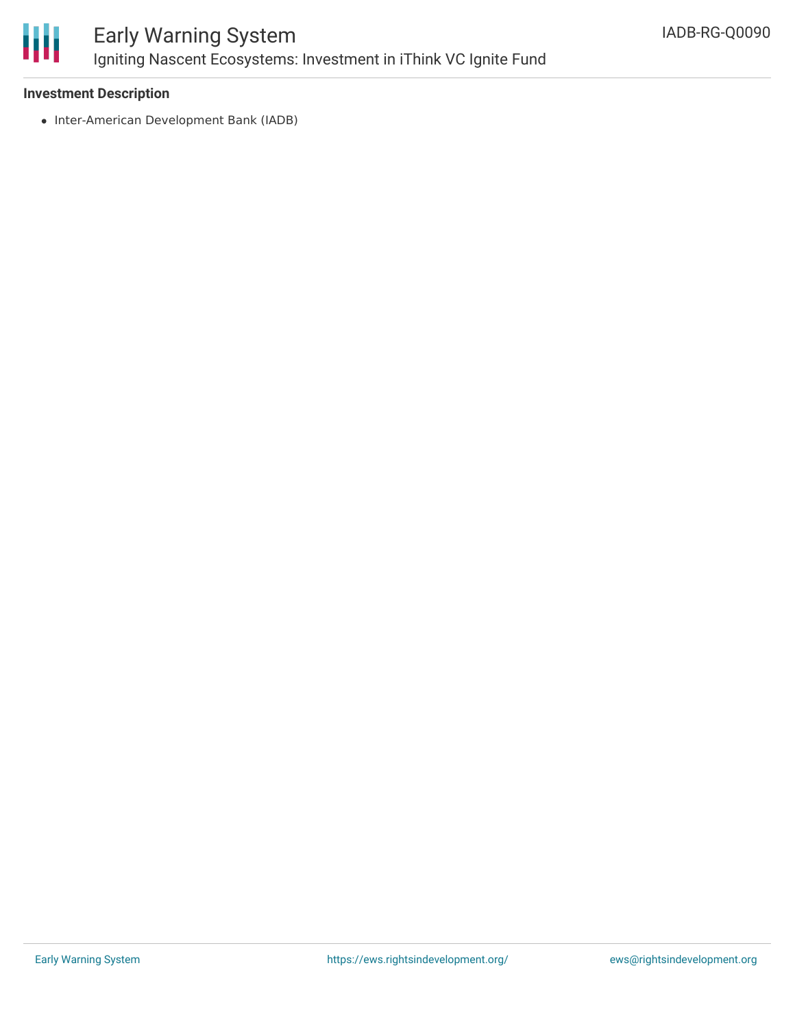**Investment Description**

- Inter-American Development Bank (IADB)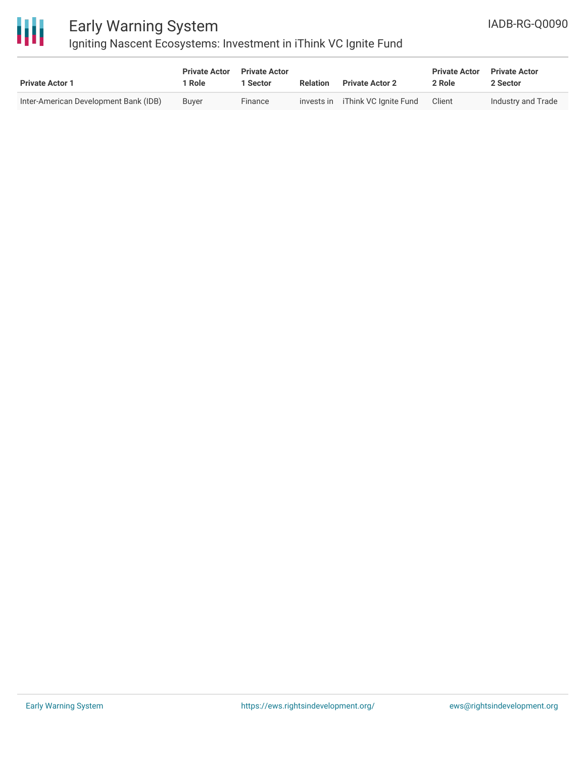| Private Actor 1 | Private Actor 1 Role | Private Actor 1 Sector | Relation | Private Actor 2 | Private Actor 2 Role | Private Actor 2 Sector |
| --- | --- | --- | --- | --- | --- | --- |
| Inter-American Development Bank (IDB) | Buyer | Finance | invests in | iThink VC Ignite Fund | Client | Industry and Trade |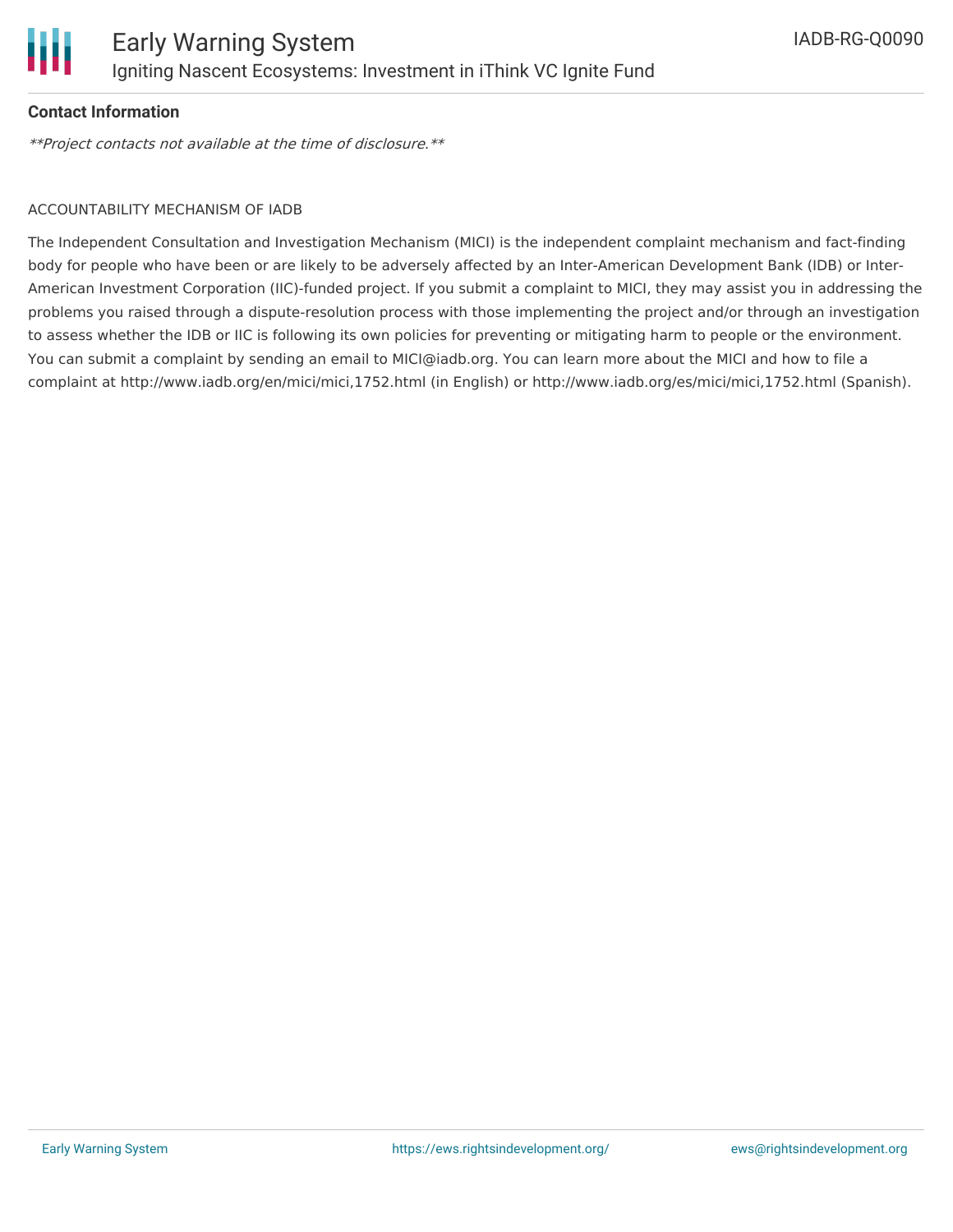**Contact Information**

*\*\*Project contacts not available at the time of disclosure.\*\**

ACCOUNTABILITY MECHANISM OF IADB

The Independent Consultation and Investigation Mechanism (MICI) is the independent complaint mechanism and fact-finding body for people who have been or are likely to be adversely affected by an Inter-American Development Bank (IDB) or Inter-American Investment Corporation (IIC)-funded project. If you submit a complaint to MICI, they may assist you in addressing the problems you raised through a dispute-resolution process with those implementing the project and/or through an investigation to assess whether the IDB or IIC is following its own policies for preventing or mitigating harm to people or the environment. You can submit a complaint by sending an email to MICI@iadb.org. You can learn more about the MICI and how to file a complaint at http://www.iadb.org/en/mici/mici,1752.html (in English) or http://www.iadb.org/es/mici/mici,1752.html (Spanish).